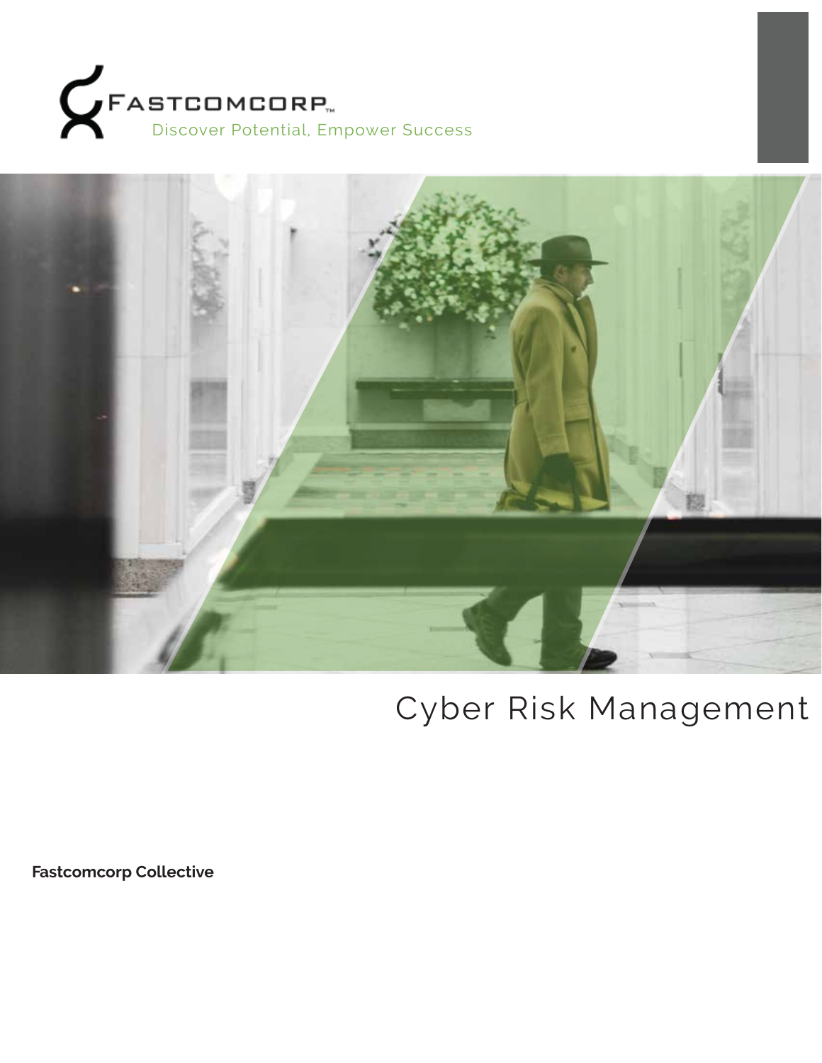FASTCOMCORP™

Discover Potential, Empower Success

# Cyber Risk Management

**Fastcomcorp Collective**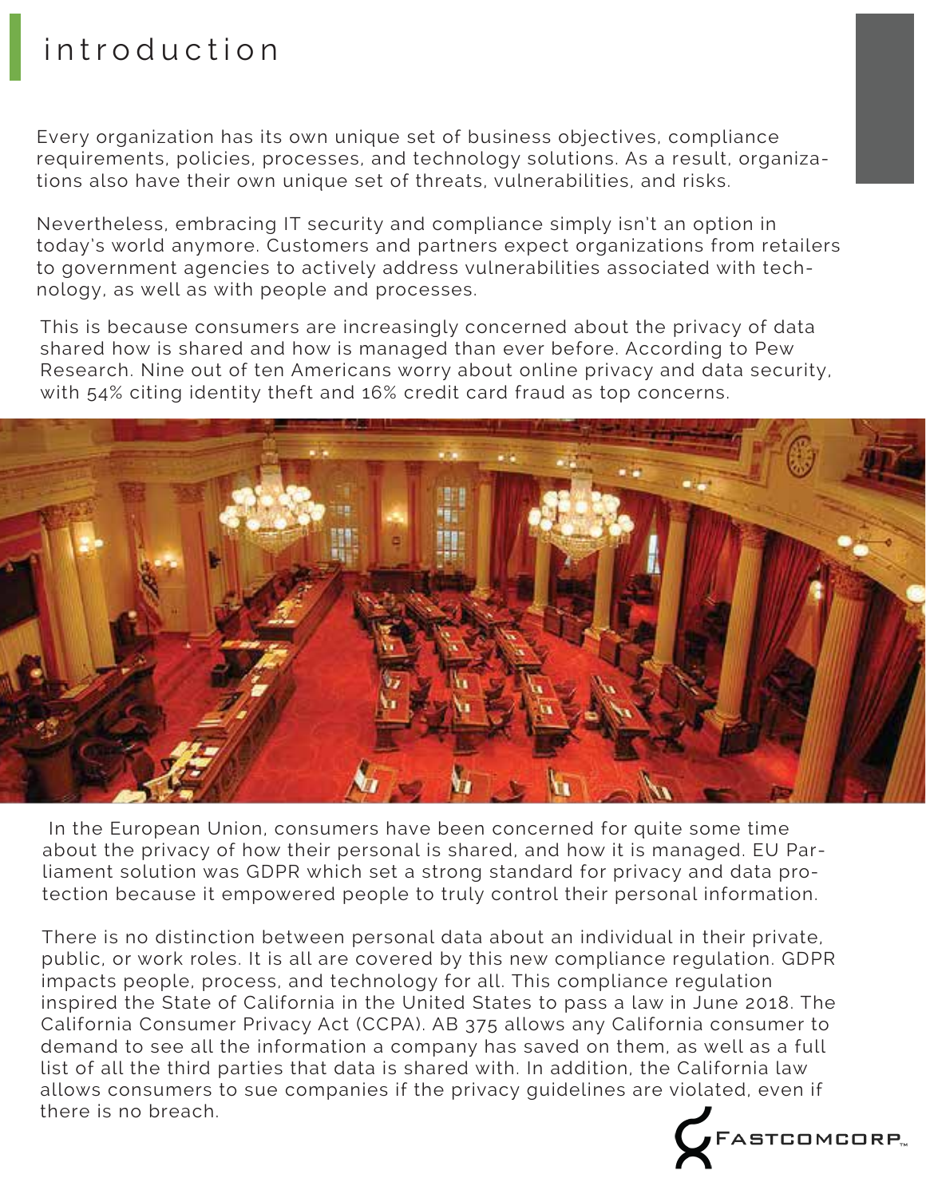# introduction

Every organization has its own unique set of business objectives, compliance requirements, policies, processes, and technology solutions. As a result, organizations also have their own unique set of threats, vulnerabilities, and risks.

Nevertheless, embracing IT security and compliance simply isn't an option in today's world anymore. Customers and partners expect organizations from retailers to government agencies to actively address vulnerabilities associated with technology, as well as with people and processes.

This is because consumers are increasingly concerned about the privacy of data shared how is shared and how is managed than ever before. According to Pew Research. Nine out of ten Americans worry about online privacy and data security, with 54% citing identity theft and 16% credit card fraud as top concerns.

In the European Union, consumers have been concerned for quite some time about the privacy of how their personal is shared, and how it is managed. EU Parliament solution was GDPR which set a strong standard for privacy and data protection because it empowered people to truly control their personal information.

There is no distinction between personal data about an individual in their private, public, or work roles. It is all are covered by this new compliance regulation. GDPR impacts people, process, and technology for all. This compliance regulation inspired the State of California in the United States to pass a law in June 2018. The California Consumer Privacy Act (CCPA). AB 375 allows any California consumer to demand to see all the information a company has saved on them, as well as a full list of all the third parties that data is shared with. In addition, the California law allows consumers to sue companies if the privacy guidelines are violated, even if there is no breach.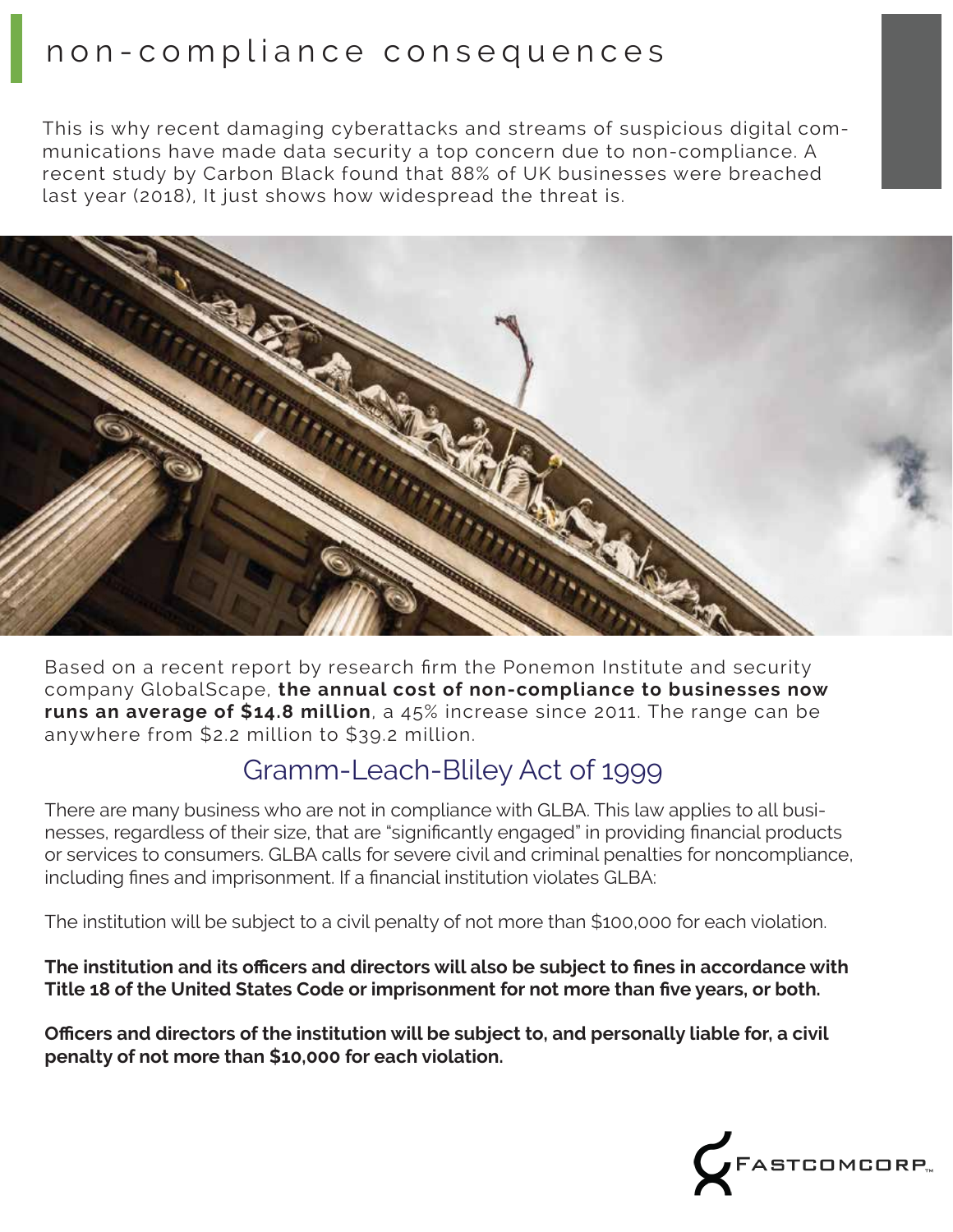# non-compliance consequences

This is why recent damaging cyberattacks and streams of suspicious digital communications have made data security a top concern due to non-compliance. A recent study by Carbon Black found that 88% of UK businesses were breached last year (2018), It just shows how widespread the threat is.

Based on a recent report by research firm the Ponemon Institute and security company GlobalScape, **the annual cost of non-compliance to businesses now runs an average of $14.8 million**, a 45% increase since 2011. The range can be anywhere from $2.2 million to $39.2 million.

## Gramm-Leach-Bliley Act of 1999

There are many business who are not in compliance with GLBA. This law applies to all businesses, regardless of their size, that are "significantly engaged" in providing financial products or services to consumers. GLBA calls for severe civil and criminal penalties for noncompliance, including fines and imprisonment. If a financial institution violates GLBA:

The institution will be subject to a civil penalty of not more than $100,000 for each violation.

**The institution and its officers and directors will also be subject to fines in accordance with Title 18 of the United States Code or imprisonment for not more than five years, or both.**

**Officers and directors of the institution will be subject to, and personally liable for, a civil penalty of not more than $10,000 for each violation.**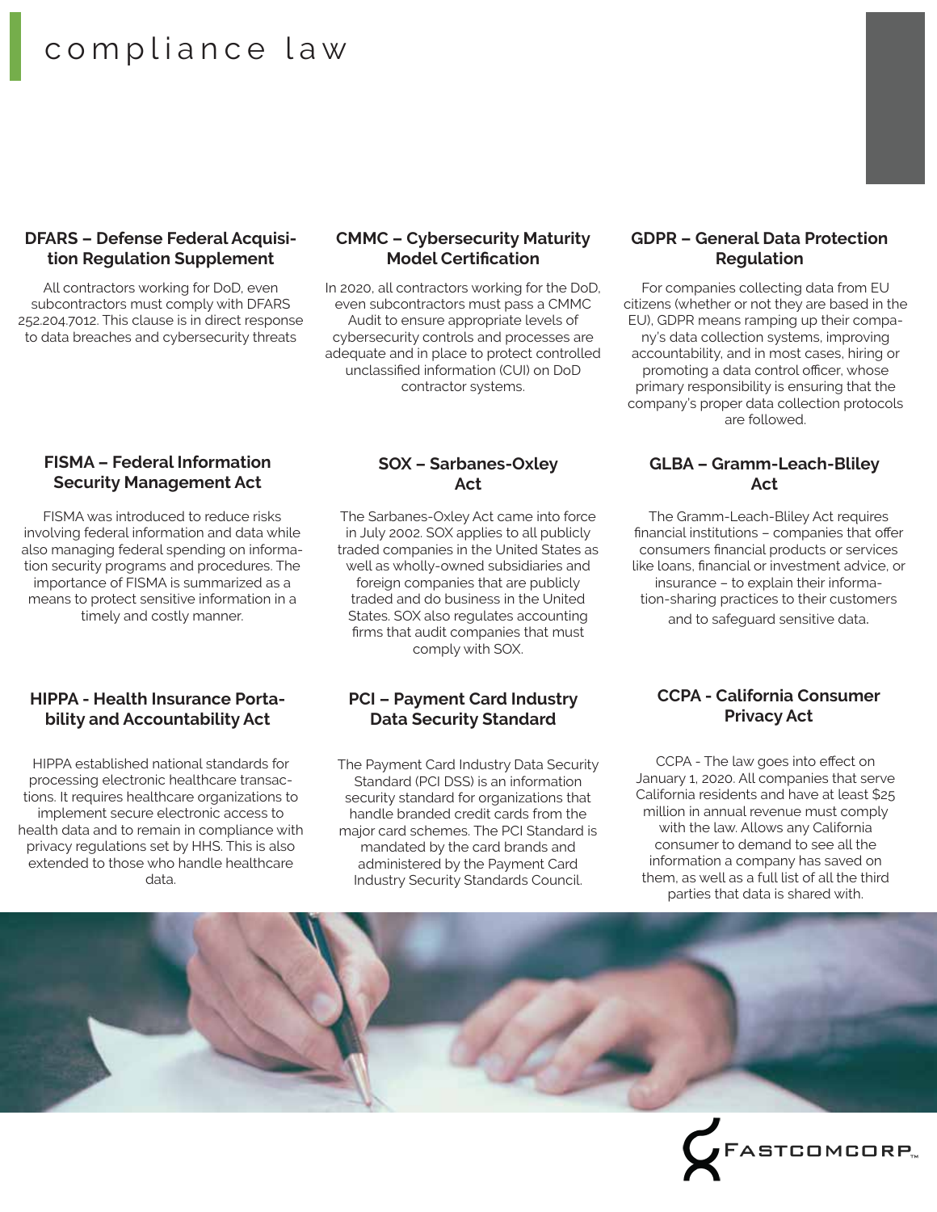# compliance law

### DFARS – Defense Federal Acquisition Regulation Supplement

All contractors working for DoD, even subcontractors must comply with DFARS 252.204.7012. This clause is in direct response to data breaches and cybersecurity threats

### CMMC – Cybersecurity Maturity Model Certification

In 2020, all contractors working for the DoD, even subcontractors must pass a CMMC Audit to ensure appropriate levels of cybersecurity controls and processes are adequate and in place to protect controlled unclassified information (CUI) on DoD contractor systems.

### GDPR – General Data Protection Regulation

For companies collecting data from EU citizens (whether or not they are based in the EU), GDPR means ramping up their company's data collection systems, improving accountability, and in most cases, hiring or promoting a data control officer, whose primary responsibility is ensuring that the company's proper data collection protocols are followed.

### FISMA – Federal Information Security Management Act

FISMA was introduced to reduce risks involving federal information and data while also managing federal spending on information security programs and procedures. The importance of FISMA is summarized as a means to protect sensitive information in a timely and costly manner.

### SOX – Sarbanes-Oxley Act

The Sarbanes-Oxley Act came into force in July 2002. SOX applies to all publicly traded companies in the United States as well as wholly-owned subsidiaries and foreign companies that are publicly traded and do business in the United States. SOX also regulates accounting firms that audit companies that must comply with SOX.

### GLBA – Gramm-Leach-Bliley Act

The Gramm-Leach-Bliley Act requires financial institutions – companies that offer consumers financial products or services like loans, financial or investment advice, or insurance – to explain their information-sharing practices to their customers and to safeguard sensitive data.

### HIPPA - Health Insurance Portability and Accountability Act

HIPPA established national standards for processing electronic healthcare transactions. It requires healthcare organizations to implement secure electronic access to health data and to remain in compliance with privacy regulations set by HHS. This is also extended to those who handle healthcare data.

### PCI – Payment Card Industry Data Security Standard

The Payment Card Industry Data Security Standard (PCI DSS) is an information security standard for organizations that handle branded credit cards from the major card schemes. The PCI Standard is mandated by the card brands and administered by the Payment Card Industry Security Standards Council.

### CCPA - California Consumer Privacy Act

CCPA - The law goes into effect on January 1, 2020. All companies that serve California residents and have at least $25 million in annual revenue must comply with the law. Allows any California consumer to demand to see all the information a company has saved on them, as well as a full list of all the third parties that data is shared with.

FASTCOMCORP™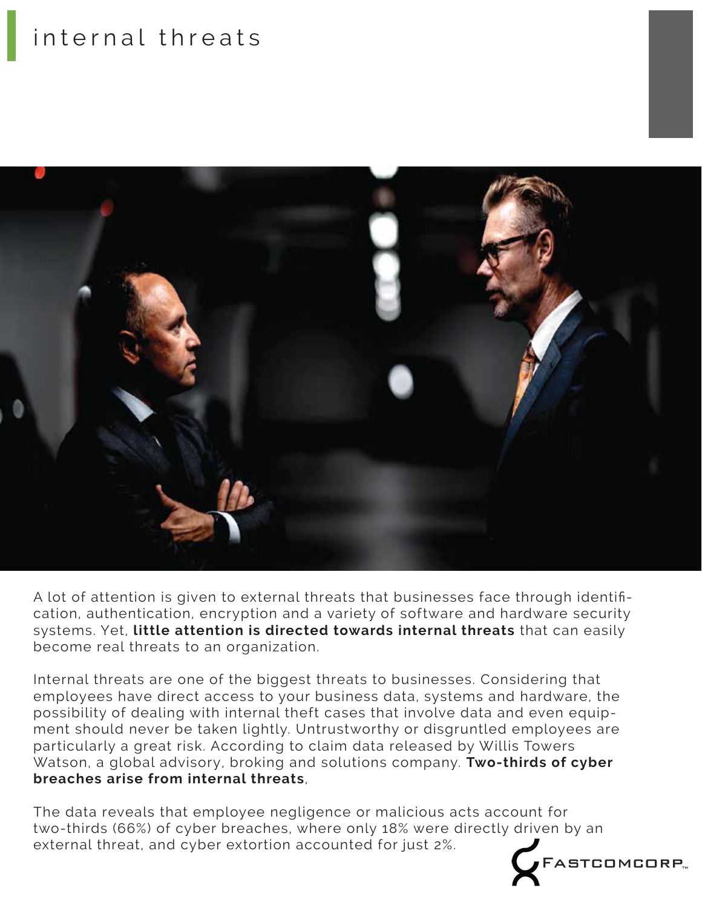# internal threats

A lot of attention is given to external threats that businesses face through identification, authentication, encryption and a variety of software and hardware security systems. Yet, **little attention is directed towards internal threats** that can easily become real threats to an organization.

Internal threats are one of the biggest threats to businesses. Considering that employees have direct access to your business data, systems and hardware, the possibility of dealing with internal theft cases that involve data and even equipment should never be taken lightly. Untrustworthy or disgruntled employees are particularly a great risk. According to claim data released by Willis Towers Watson, a global advisory, broking and solutions company. **Two-thirds of cyber breaches arise from internal threats**,

The data reveals that employee negligence or malicious acts account for two-thirds (66%) of cyber breaches, where only 18% were directly driven by an external threat, and cyber extortion accounted for just 2%.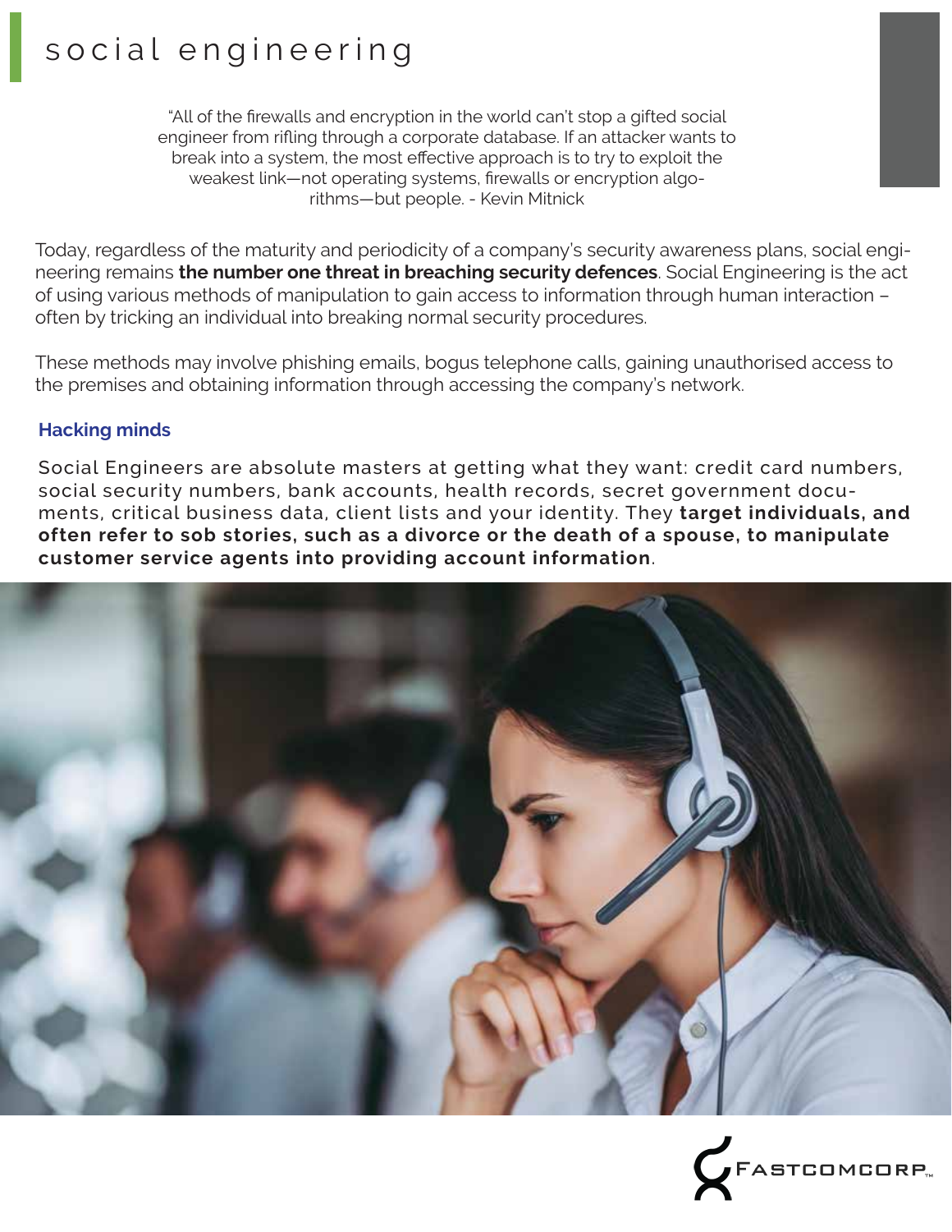# social engineering

> "All of the firewalls and encryption in the world can't stop a gifted social engineer from rifling through a corporate database. If an attacker wants to break into a system, the most effective approach is to try to exploit the weakest link—not operating systems, firewalls or encryption algorithms—but people. - Kevin Mitnick

Today, regardless of the maturity and periodicity of a company's security awareness plans, social engineering remains **the number one threat in breaching security defences**. Social Engineering is the act of using various methods of manipulation to gain access to information through human interaction – often by tricking an individual into breaking normal security procedures.

These methods may involve phishing emails, bogus telephone calls, gaining unauthorised access to the premises and obtaining information through accessing the company's network.

### Hacking minds

Social Engineers are absolute masters at getting what they want: credit card numbers, social security numbers, bank accounts, health records, secret government documents, critical business data, client lists and your identity. They **target individuals, and often refer to sob stories, such as a divorce or the death of a spouse, to manipulate customer service agents into providing account information**.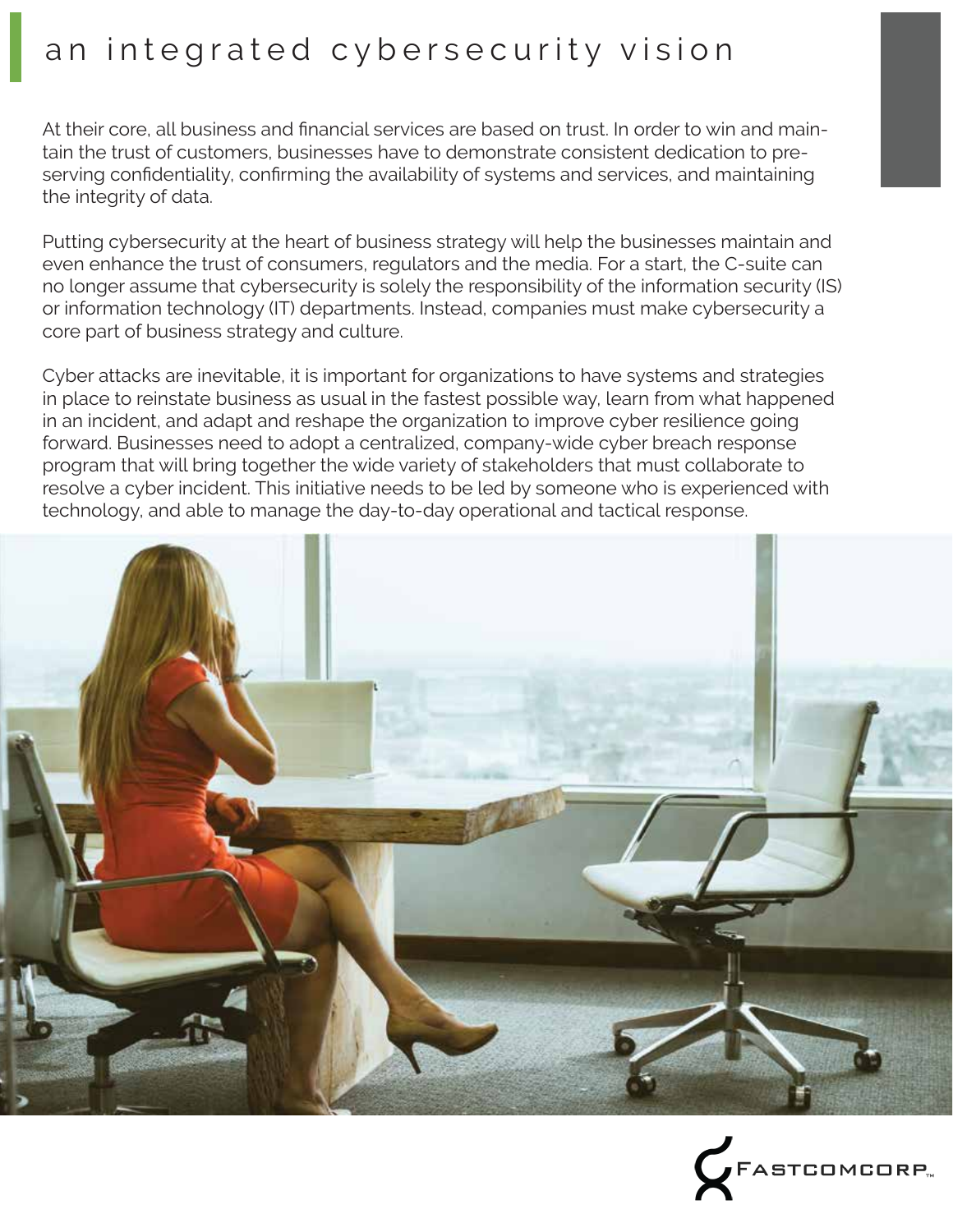# an integrated cybersecurity vision

At their core, all business and financial services are based on trust. In order to win and maintain the trust of customers, businesses have to demonstrate consistent dedication to preserving confidentiality, confirming the availability of systems and services, and maintaining the integrity of data.

Putting cybersecurity at the heart of business strategy will help the businesses maintain and even enhance the trust of consumers, regulators and the media. For a start, the C-suite can no longer assume that cybersecurity is solely the responsibility of the information security (IS) or information technology (IT) departments. Instead, companies must make cybersecurity a core part of business strategy and culture.

Cyber attacks are inevitable, it is important for organizations to have systems and strategies in place to reinstate business as usual in the fastest possible way, learn from what happened in an incident, and adapt and reshape the organization to improve cyber resilience going forward. Businesses need to adopt a centralized, company-wide cyber breach response program that will bring together the wide variety of stakeholders that must collaborate to resolve a cyber incident. This initiative needs to be led by someone who is experienced with technology, and able to manage the day-to-day operational and tactical response.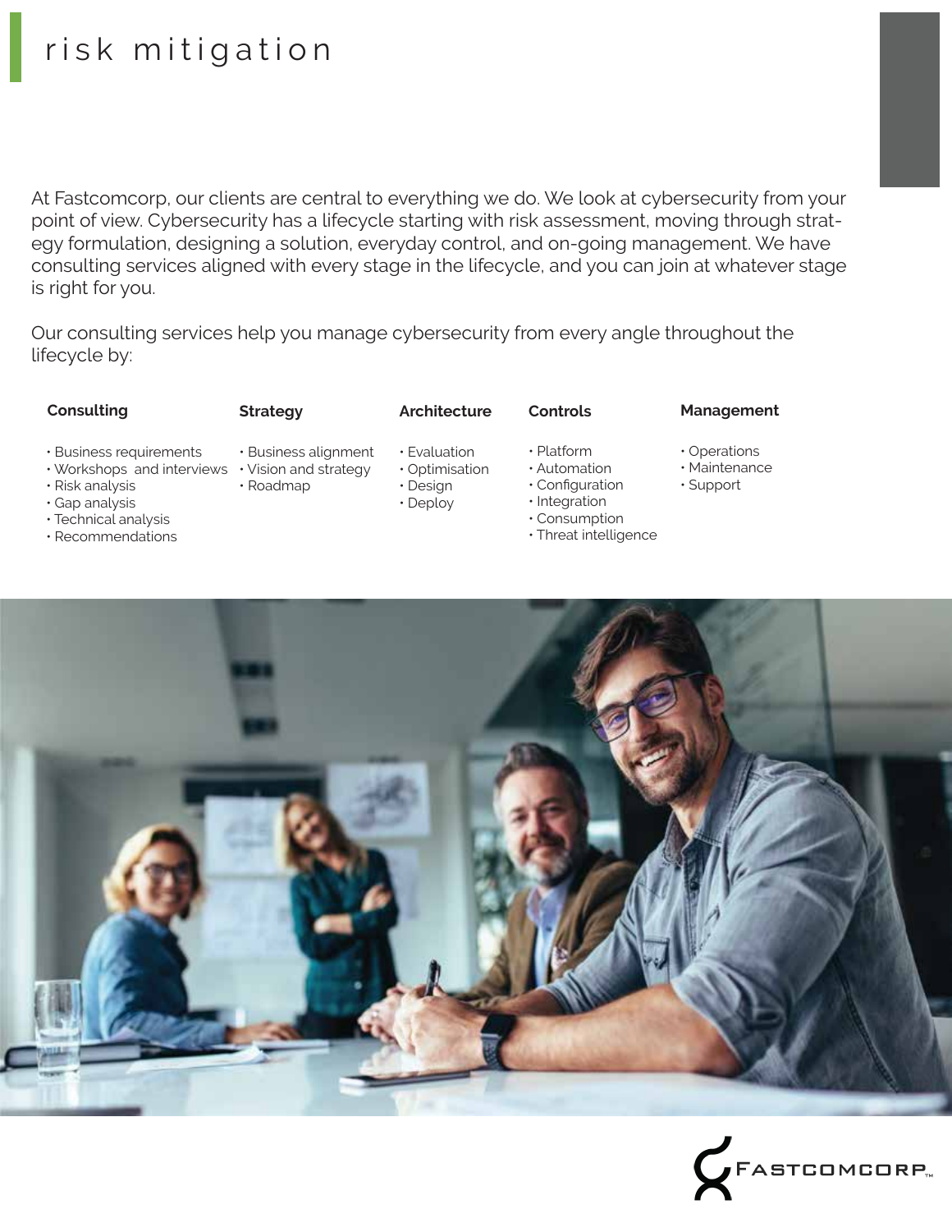# risk mitigation

At Fastcomcorp, our clients are central to everything we do. We look at cybersecurity from your point of view. Cybersecurity has a lifecycle starting with risk assessment, moving through strategy formulation, designing a solution, everyday control, and on-going management. We have consulting services aligned with every stage in the lifecycle, and you can join at whatever stage is right for you.

Our consulting services help you manage cybersecurity from every angle throughout the lifecycle by:

**Consulting**

- Business requirements
- Workshops and interviews
- Risk analysis
- Gap analysis
- Technical analysis
- Recommendations

**Strategy**

- Business alignment
- Vision and strategy
- Roadmap

**Architecture**

- Evaluation
- Optimisation
- Design
- Deploy

**Controls**

- Platform
- Automation
- Configuration
- Integration
- Consumption
- Threat intelligence

**Management**

- Operations
- Maintenance
- Support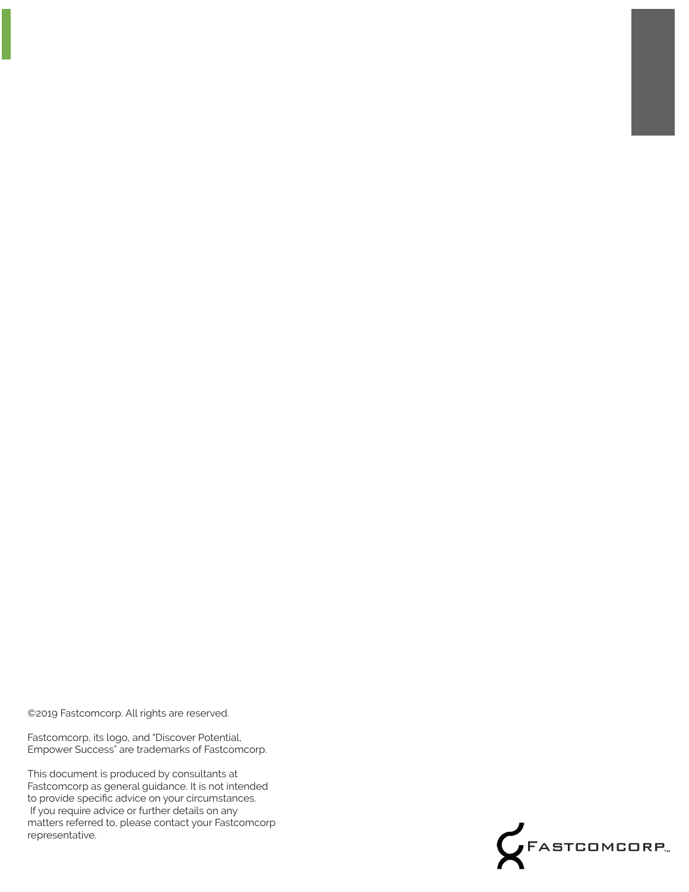©2019 Fastcomcorp. All rights are reserved.

Fastcomcorp, its logo, and "Discover Potential, Empower Success" are trademarks of Fastcomcorp.

This document is produced by consultants at Fastcomcorp as general guidance. It is not intended to provide specific advice on your circumstances. If you require advice or further details on any matters referred to, please contact your Fastcomcorp representative.

FASTCOMCORP™